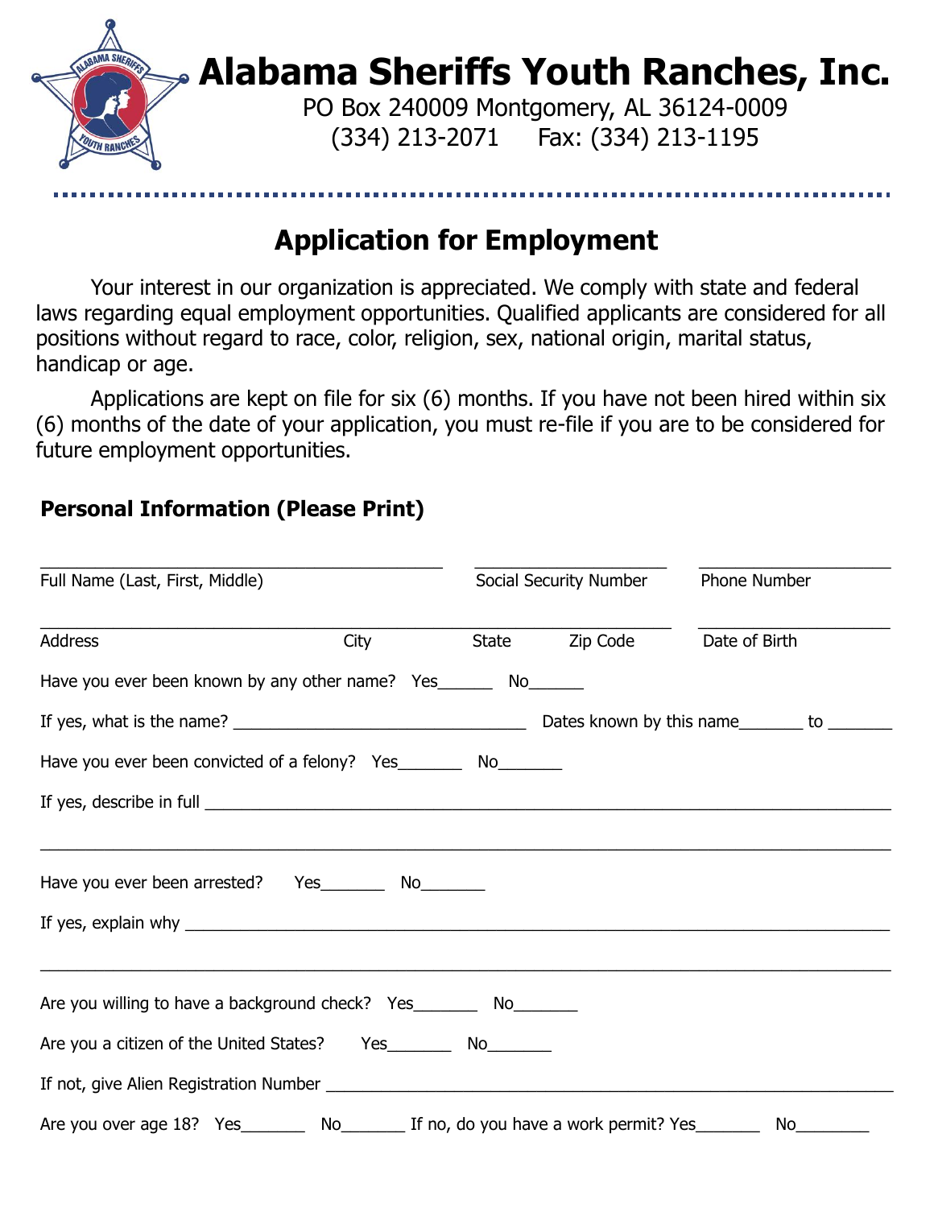# Alabama Sheriffs Youth Ranches, Inc.

PO Box 240009 Montgomery, AL 36124-0009

(334) 213-2071 Fax: (334) 213-1195

## Application for Employment

Your interest in our organization is appreciated. We comply with state and federal laws regarding equal employment opportunities. Qualified applicants are considered for all positions without regard to race, color, religion, sex, national origin, marital status, handicap or age.

Applications are kept on file for six (6) months. If you have not been hired within six (6) months of the date of your application, you must re-file if you are to be considered for future employment opportunities.

### Personal Information (Please Print)

_______________________________________ _____________________ ____________________

Full Name (Last, First, Middle) Social Security Number Phone Number

______________________________________________________________ ____________________

Address City State Zip Code Date of Birth

Have you ever been known by any other name? Yes______ No______

If yes, what is the name? ________________________________ Dates known by this name_______ to _______

Have you ever been convicted of a felony? Yes_______ No_______

If yes, describe in full ____________________________________________________________________________

____________________________________________________________________________________________

Have you ever been arrested? Yes_______ No_______

If yes, explain why ______________________________________________________________________________

____________________________________________________________________________________________

Are you willing to have a background check? Yes_______ No_______

Are you a citizen of the United States? Yes_______ No_______

If not, give Alien Registration Number _______________________________________________________________

Are you over age 18? Yes_______ No_______ If no, do you have a work permit? Yes_______ No________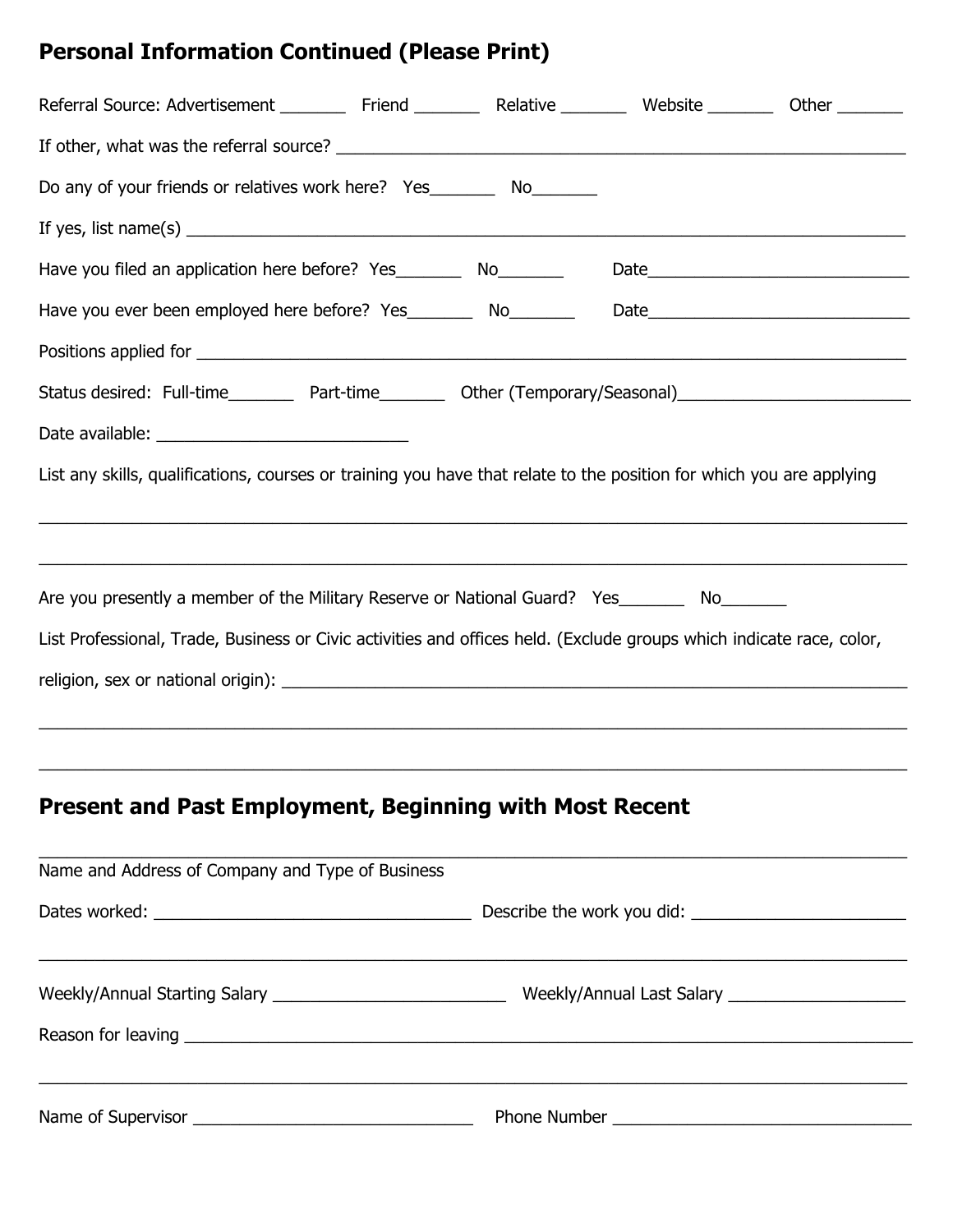## Personal Information Continued (Please Print)

Referral Source: Advertisement _______ Friend _______ Relative _______ Website _______ Other _______

If other, what was the referral source? ____________________________________________________________

Do any of your friends or relatives work here? Yes_______ No_______

If yes, list name(s) ____________________________________________________________________________

Have you filed an application here before? Yes_______ No_______ Date____________________________

Have you ever been employed here before? Yes_______ No_______ Date____________________________

Positions applied for __________________________________________________________________________

Status desired: Full-time_______ Part-time_______ Other (Temporary/Seasonal)_________________________

Date available: ___________________________

List any skills, qualifications, courses or training you have that relate to the position for which you are applying

______________________________________________________________________________________________

______________________________________________________________________________________________

Are you presently a member of the Military Reserve or National Guard? Yes_______ No_______

List Professional, Trade, Business or Civic activities and offices held. (Exclude groups which indicate race, color, religion, sex or national origin): _____________________________________________________________________

______________________________________________________________________________________________

______________________________________________________________________________________________

## Present and Past Employment, Beginning with Most Recent

______________________________________________________________________________________________

Name and Address of Company and Type of Business

Dates worked: __________________________________ Describe the work you did: _______________________

______________________________________________________________________________________________

Weekly/Annual Starting Salary _________________________ Weekly/Annual Last Salary ___________________

Reason for leaving ____________________________________________________________________________

______________________________________________________________________________________________

Name of Supervisor ______________________________ Phone Number ________________________________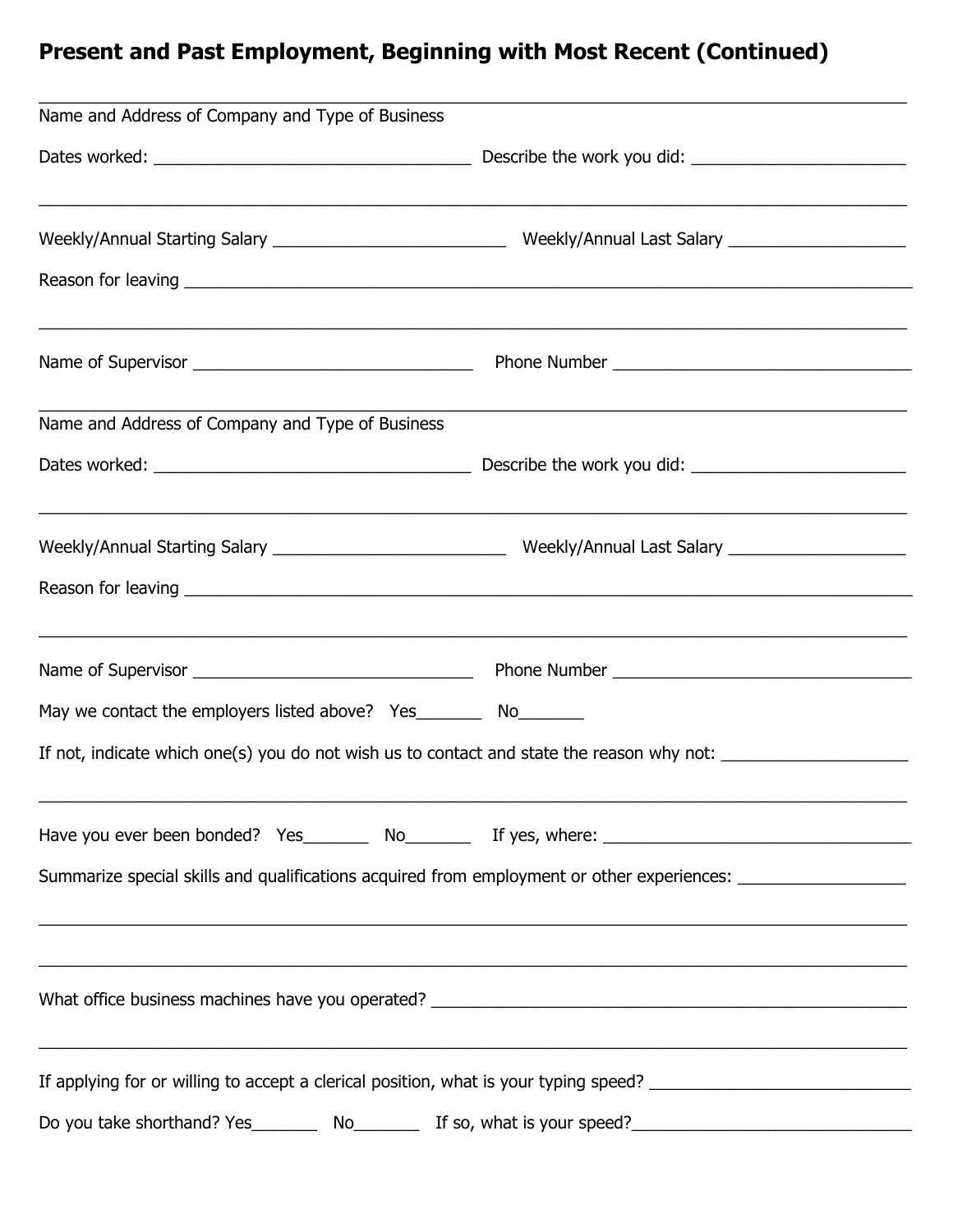## Present and Past Employment, Beginning with Most Recent (Continued)

________________________________________________________________________________

Name and Address of Company and Type of Business

Dates worked: ___________________________________ Describe the work you did: ______________________

________________________________________________________________________________

Weekly/Annual Starting Salary ________________________ Weekly/Annual Last Salary __________________

Reason for leaving ________________________________________________________________________

________________________________________________________________________________

Name of Supervisor ______________________________ Phone Number ______________________________

________________________________________________________________________________

Name and Address of Company and Type of Business

Dates worked: ___________________________________ Describe the work you did: ______________________

________________________________________________________________________________

Weekly/Annual Starting Salary ________________________ Weekly/Annual Last Salary __________________

Reason for leaving ________________________________________________________________________

________________________________________________________________________________

Name of Supervisor ______________________________ Phone Number ______________________________

May we contact the employers listed above? Yes_______ No_______

If not, indicate which one(s) you do not wish us to contact and state the reason why not: ___________________

________________________________________________________________________________

Have you ever been bonded? Yes_______ No_______ If yes, where: ________________________________

Summarize special skills and qualifications acquired from employment or other experiences: _________________

________________________________________________________________________________

________________________________________________________________________________

What office business machines have you operated? ______________________________________________

________________________________________________________________________________

If applying for or willing to accept a clerical position, what is your typing speed? ___________________________

Do you take shorthand? Yes_______ No_______ If so, what is your speed?_____________________________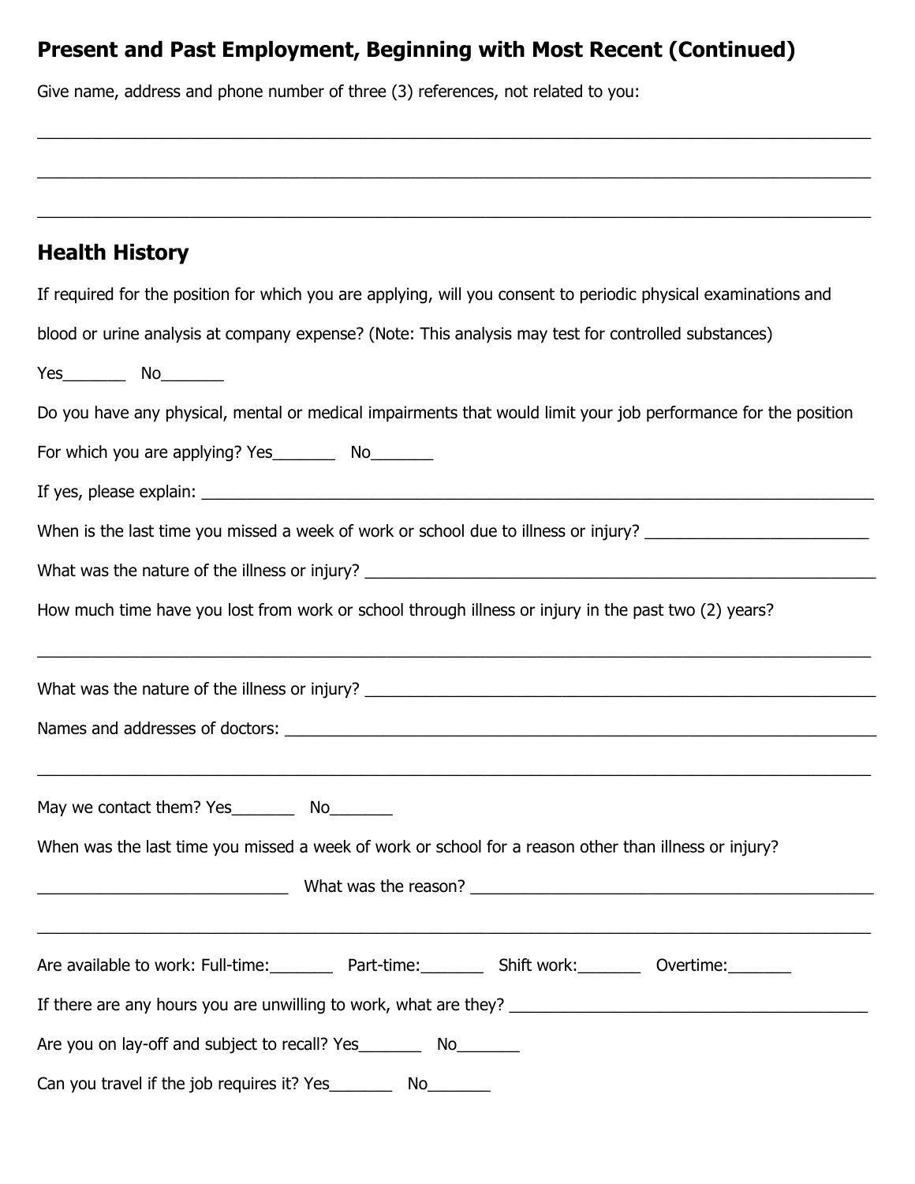## Present and Past Employment, Beginning with Most Recent (Continued)

Give name, address and phone number of three (3) references, not related to you:

_______________________________________________________________________________

_______________________________________________________________________________

_______________________________________________________________________________

## Health History

If required for the position for which you are applying, will you consent to periodic physical examinations and blood or urine analysis at company expense? (Note: This analysis may test for controlled substances)

Yes_______ No_______

Do you have any physical, mental or medical impairments that would limit your job performance for the position For which you are applying? Yes_______ No_______

If yes, please explain: _______________________________________________________________

When is the last time you missed a week of work or school due to illness or injury? _________________________

What was the nature of the illness or injury? _____________________________________________________

How much time have you lost from work or school through illness or injury in the past two (2) years?

_______________________________________________________________________________

What was the nature of the illness or injury? _____________________________________________________

Names and addresses of doctors: _________________________________________________________

_______________________________________________________________________________

May we contact them? Yes_______ No_______

When was the last time you missed a week of work or school for a reason other than illness or injury?

_____________________________ What was the reason? _____________________________________________

_______________________________________________________________________________

Are available to work: Full-time:_______ Part-time:_______ Shift work:_______ Overtime:_______

If there are any hours you are unwilling to work, what are they? ________________________________________

Are you on lay-off and subject to recall? Yes_______ No_______

Can you travel if the job requires it? Yes_______ No_______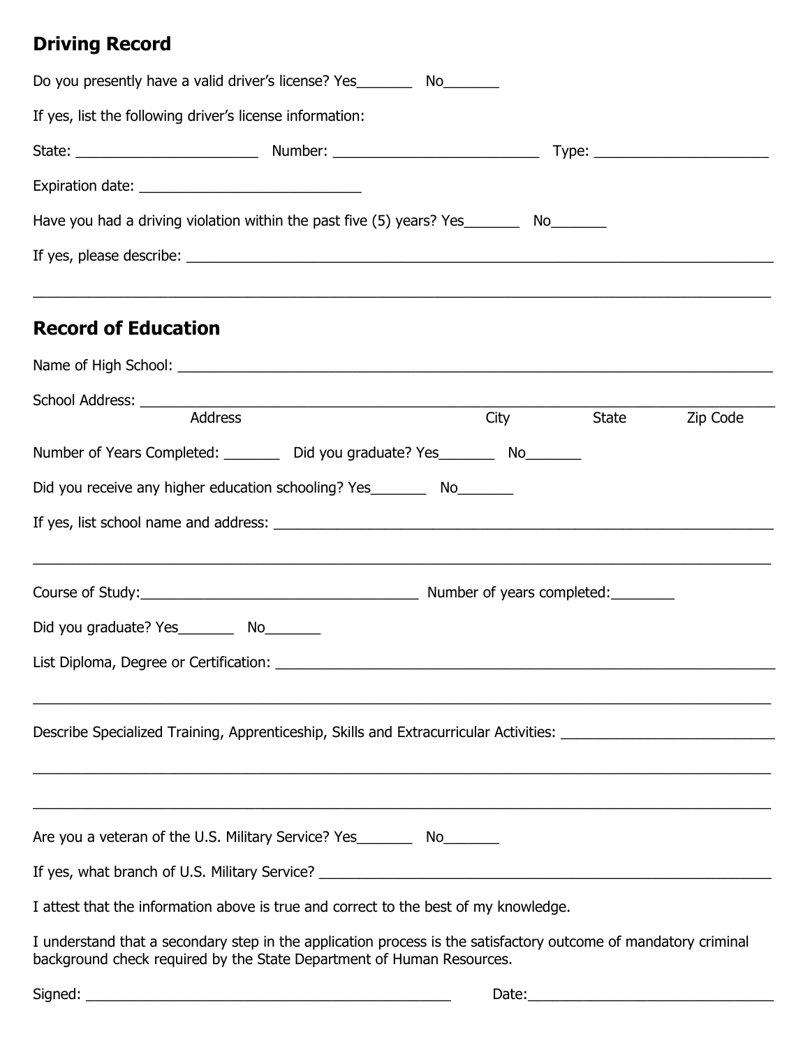## Driving Record

Do you presently have a valid driver's license? Yes_______ No_______

If yes, list the following driver's license information:

State: _______________________ Number: __________________________ Type: ______________________

Expiration date: ____________________________

Have you had a driving violation within the past five (5) years? Yes_______ No_______

If yes, please describe: ___________________________________________________________________________

_______________________________________________________________________________________________

## Record of Education

Name of High School: ______________________________________________________________________________

School Address: ___________________________________________________________________________________

Address City State Zip Code

Number of Years Completed: _______ Did you graduate? Yes_______ No_______

Did you receive any higher education schooling? Yes_______ No_______

If yes, list school name and address: __________________________________________________________

_______________________________________________________________________________________________

Course of Study:____________________________________ Number of years completed:________

Did you graduate? Yes_______ No_______

List Diploma, Degree or Certification: ___________________________________________________________

_______________________________________________________________________________________________

Describe Specialized Training, Apprenticeship, Skills and Extracurricular Activities: ___________________________

_______________________________________________________________________________________________

_______________________________________________________________________________________________

Are you a veteran of the U.S. Military Service? Yes_______ No_______

If yes, what branch of U.S. Military Service? _______________________________________________________

I attest that the information above is true and correct to the best of my knowledge.

I understand that a secondary step in the application process is the satisfactory outcome of mandatory criminal background check required by the State Department of Human Resources.

Signed: _______________________________________________ Date:_______________________________